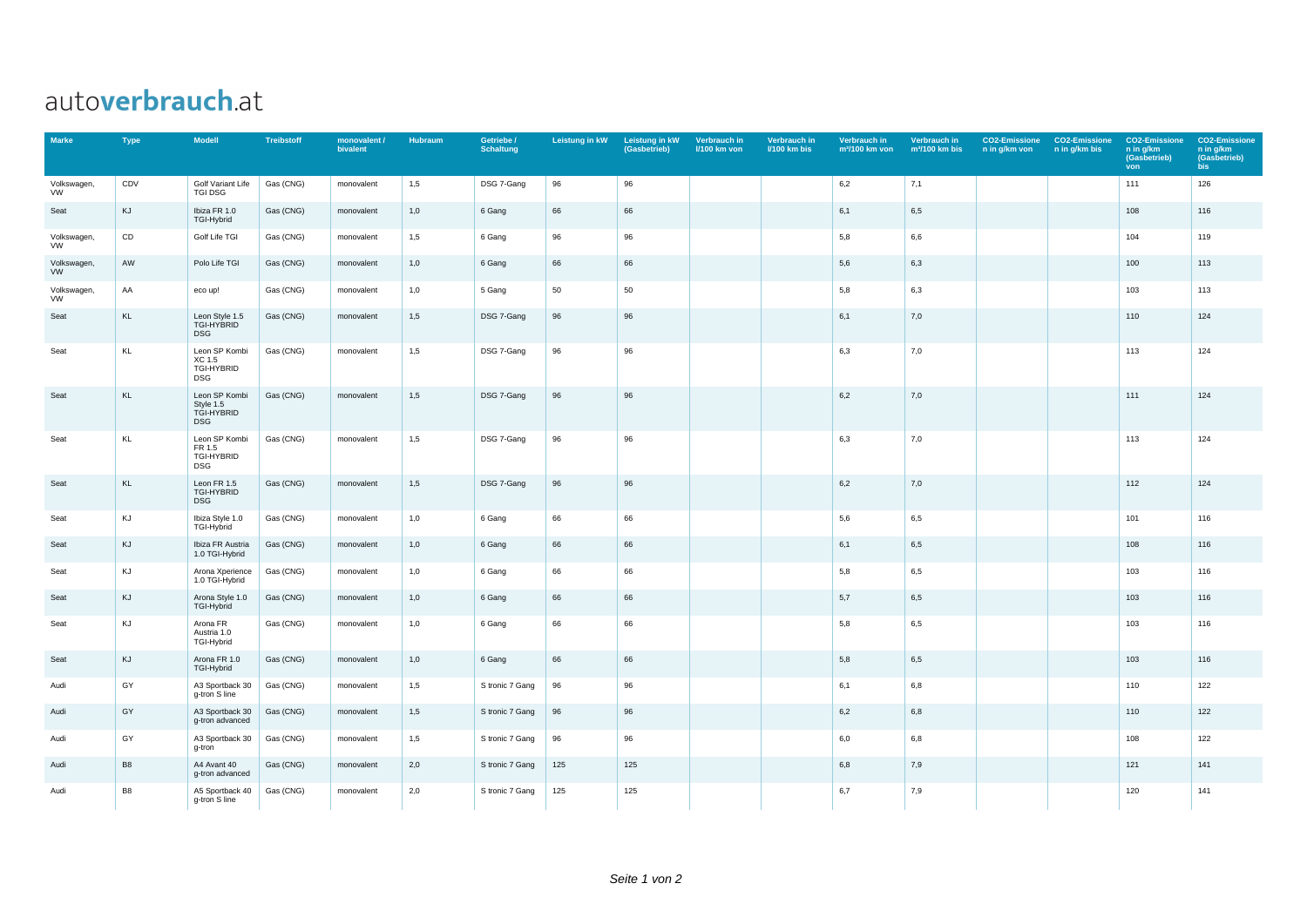# autoverbrauch.at

| Marke | Type | Modell | Treibstoff | monovalent / bivalent | Hubraum | Getriebe / Schaltung | Leistung in kW | Leistung in kW (Gasbetrieb) | Verbrauch in l/100 km von | Verbrauch in l/100 km bis | Verbrauch in m³/100 km von | Verbrauch in m³/100 km bis | CO2-Emissionen in g/km von | CO2-Emissionen in g/km bis | CO2-Emissionen in g/km (Gasbetrieb) von | CO2-Emissionen in g/km (Gasbetrieb) bis |
|---|---|---|---|---|---|---|---|---|---|---|---|---|---|---|---|---|
| Volkswagen, VW | CDV | Golf Variant Life TGI DSG | Gas (CNG) | monovalent | 1,5 | DSG 7-Gang | 96 | 96 | | | 6,2 | 7,1 | | | 111 | 126 |
| Seat | KJ | Ibiza FR 1.0 TGI-Hybrid | Gas (CNG) | monovalent | 1,0 | 6 Gang | 66 | 66 | | | 6,1 | 6,5 | | | 108 | 116 |
| Volkswagen, VW | CD | Golf Life TGI | Gas (CNG) | monovalent | 1,5 | 6 Gang | 96 | 96 | | | 5,8 | 6,6 | | | 104 | 119 |
| Volkswagen, VW | AW | Polo Life TGI | Gas (CNG) | monovalent | 1,0 | 6 Gang | 66 | 66 | | | 5,6 | 6,3 | | | 100 | 113 |
| Volkswagen, VW | AA | eco up! | Gas (CNG) | monovalent | 1,0 | 5 Gang | 50 | 50 | | | 5,8 | 6,3 | | | 103 | 113 |
| Seat | KL | Leon Style 1.5 TGI-HYBRID DSG | Gas (CNG) | monovalent | 1,5 | DSG 7-Gang | 96 | 96 | | | 6,1 | 7,0 | | | 110 | 124 |
| Seat | KL | Leon SP Kombi XC 1.5 TGI-HYBRID DSG | Gas (CNG) | monovalent | 1,5 | DSG 7-Gang | 96 | 96 | | | 6,3 | 7,0 | | | 113 | 124 |
| Seat | KL | Leon SP Kombi Style 1.5 TGI-HYBRID DSG | Gas (CNG) | monovalent | 1,5 | DSG 7-Gang | 96 | 96 | | | 6,2 | 7,0 | | | 111 | 124 |
| Seat | KL | Leon SP Kombi FR 1.5 TGI-HYBRID DSG | Gas (CNG) | monovalent | 1,5 | DSG 7-Gang | 96 | 96 | | | 6,3 | 7,0 | | | 113 | 124 |
| Seat | KL | Leon FR 1.5 TGI-HYBRID DSG | Gas (CNG) | monovalent | 1,5 | DSG 7-Gang | 96 | 96 | | | 6,2 | 7,0 | | | 112 | 124 |
| Seat | KJ | Ibiza Style 1.0 TGI-Hybrid | Gas (CNG) | monovalent | 1,0 | 6 Gang | 66 | 66 | | | 5,6 | 6,5 | | | 101 | 116 |
| Seat | KJ | Ibiza FR Austria 1.0 TGI-Hybrid | Gas (CNG) | monovalent | 1,0 | 6 Gang | 66 | 66 | | | 6,1 | 6,5 | | | 108 | 116 |
| Seat | KJ | Arona Xperience 1.0 TGI-Hybrid | Gas (CNG) | monovalent | 1,0 | 6 Gang | 66 | 66 | | | 5,8 | 6,5 | | | 103 | 116 |
| Seat | KJ | Arona Style 1.0 TGI-Hybrid | Gas (CNG) | monovalent | 1,0 | 6 Gang | 66 | 66 | | | 5,7 | 6,5 | | | 103 | 116 |
| Seat | KJ | Arona FR Austria 1.0 TGI-Hybrid | Gas (CNG) | monovalent | 1,0 | 6 Gang | 66 | 66 | | | 5,8 | 6,5 | | | 103 | 116 |
| Seat | KJ | Arona FR 1.0 TGI-Hybrid | Gas (CNG) | monovalent | 1,0 | 6 Gang | 66 | 66 | | | 5,8 | 6,5 | | | 103 | 116 |
| Audi | GY | A3 Sportback 30 g-tron S line | Gas (CNG) | monovalent | 1,5 | S tronic 7 Gang | 96 | 96 | | | 6,1 | 6,8 | | | 110 | 122 |
| Audi | GY | A3 Sportback 30 g-tron advanced | Gas (CNG) | monovalent | 1,5 | S tronic 7 Gang | 96 | 96 | | | 6,2 | 6,8 | | | 110 | 122 |
| Audi | GY | A3 Sportback 30 g-tron | Gas (CNG) | monovalent | 1,5 | S tronic 7 Gang | 96 | 96 | | | 6,0 | 6,8 | | | 108 | 122 |
| Audi | B8 | A4 Avant 40 g-tron advanced | Gas (CNG) | monovalent | 2,0 | S tronic 7 Gang | 125 | 125 | | | 6,8 | 7,9 | | | 121 | 141 |
| Audi | B8 | A5 Sportback 40 g-tron S line | Gas (CNG) | monovalent | 2,0 | S tronic 7 Gang | 125 | 125 | | | 6,7 | 7,9 | | | 120 | 141 |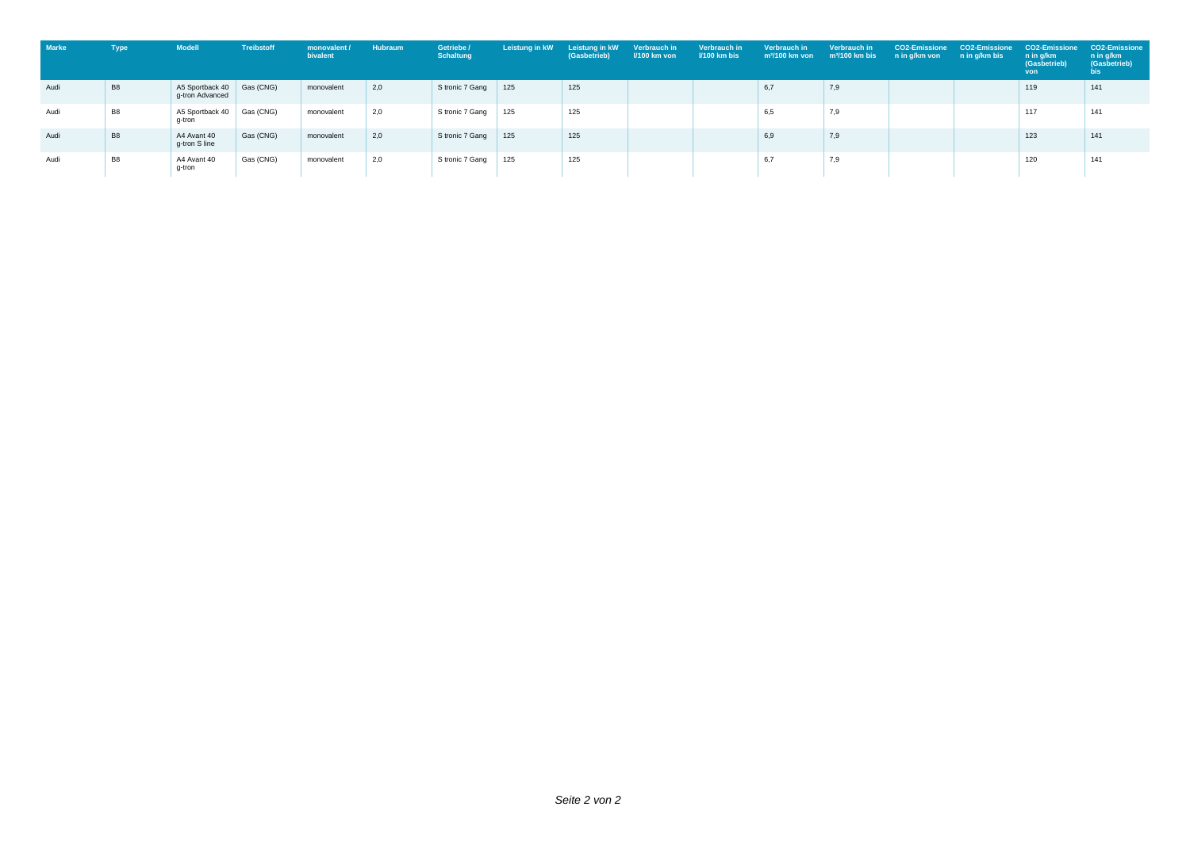| Marke | Type | Modell | Treibstoff | monovalent / bivalent | Hubraum | Getriebe / Schaltung | Leistung in kW | Leistung in kW (Gasbetrieb) | Verbrauch in l/100 km von | Verbrauch in l/100 km bis | Verbrauch in m³/100 km von | Verbrauch in m³/100 km bis | CO2-Emissionen in g/km von | CO2-Emissionen in g/km bis | CO2-Emissionen in g/km (Gasbetrieb) von | CO2-Emissionen in g/km (Gasbetrieb) bis |
|---|---|---|---|---|---|---|---|---|---|---|---|---|---|---|---|---|
| Audi | B8 | A5 Sportback 40 g-tron Advanced | Gas (CNG) | monovalent | 2,0 | S tronic 7 Gang | 125 | 125 | | | 6,7 | 7,9 | | | 119 | 141 |
| Audi | B8 | A5 Sportback 40 g-tron | Gas (CNG) | monovalent | 2,0 | S tronic 7 Gang | 125 | 125 | | | 6,5 | 7,9 | | | 117 | 141 |
| Audi | B8 | A4 Avant 40 g-tron S line | Gas (CNG) | monovalent | 2,0 | S tronic 7 Gang | 125 | 125 | | | 6,9 | 7,9 | | | 123 | 141 |
| Audi | B8 | A4 Avant 40 g-tron | Gas (CNG) | monovalent | 2,0 | S tronic 7 Gang | 125 | 125 | | | 6,7 | 7,9 | | | 120 | 141 |